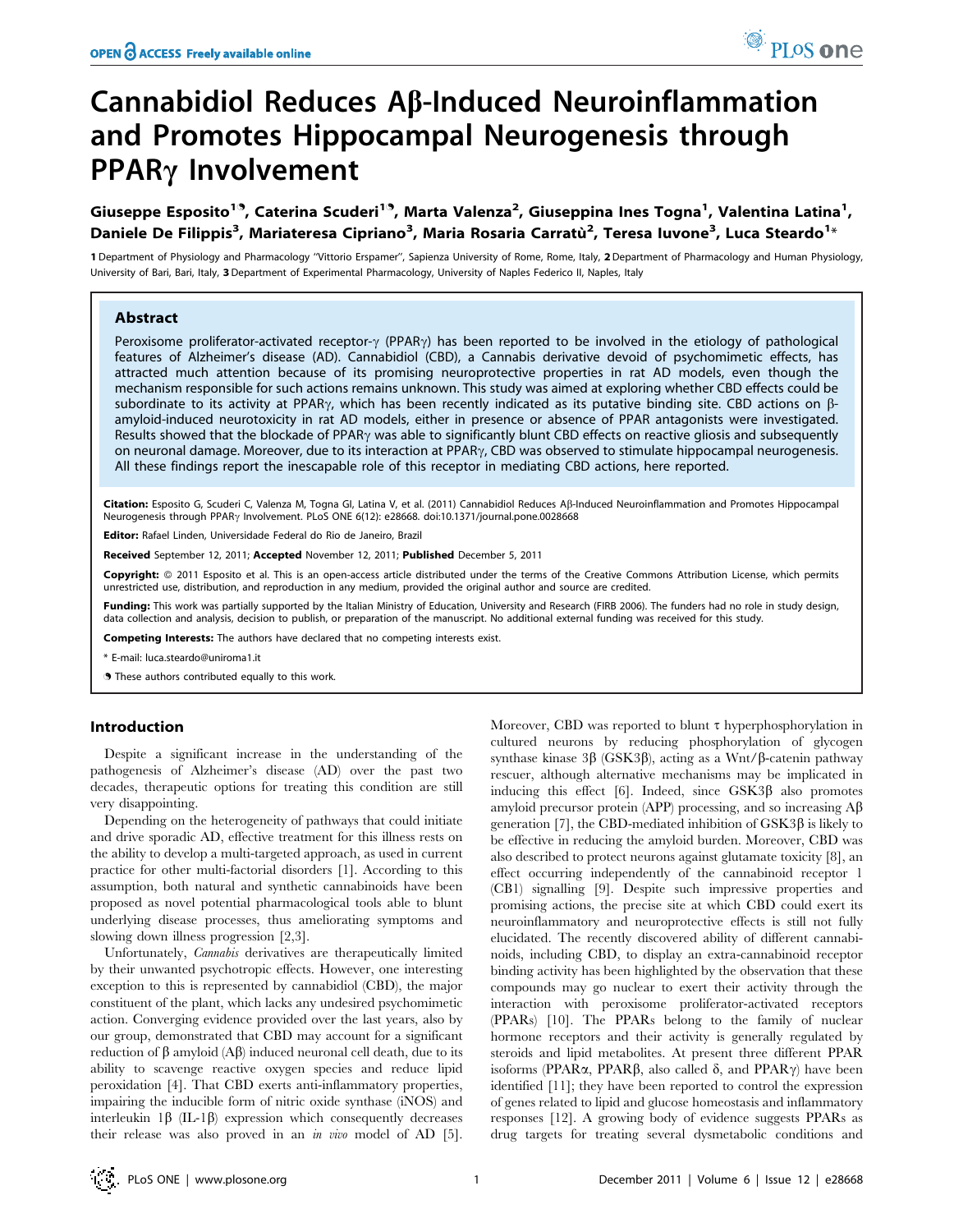OPEN ACCESS Freely available online

# Cannabidiol Reduces Aβ-Induced Neuroinflammation and Promotes Hippocampal Neurogenesis through PPARγ Involvement

**Giuseppe Esposito[1,9], Caterina Scuderi[1,9], Marta Valenza[2], Giuseppina Ines Togna[1], Valentina Latina[1], Daniele De Filippis[3], Mariateresa Cipriano[3], Maria Rosaria Carratù[2], Teresa Iuvone[3], Luca Steardo[1]***

1 Department of Physiology and Pharmacology "Vittorio Erspamer", Sapienza University of Rome, Rome, Italy, 2 Department of Pharmacology and Human Physiology, University of Bari, Bari, Italy, 3 Department of Experimental Pharmacology, University of Naples Federico II, Naples, Italy

## Abstract

Peroxisome proliferator-activated receptor-γ (PPARγ) has been reported to be involved in the etiology of pathological features of Alzheimer's disease (AD). Cannabidiol (CBD), a Cannabis derivative devoid of psychomimetic effects, has attracted much attention because of its promising neuroprotective properties in rat AD models, even though the mechanism responsible for such actions remains unknown. This study was aimed at exploring whether CBD effects could be subordinate to its activity at PPARγ, which has been recently indicated as its putative binding site. CBD actions on β-amyloid-induced neurotoxicity in rat AD models, either in presence or absence of PPAR antagonists were investigated. Results showed that the blockade of PPARγ was able to significantly blunt CBD effects on reactive gliosis and subsequently on neuronal damage. Moreover, due to its interaction at PPARγ, CBD was observed to stimulate hippocampal neurogenesis. All these findings report the inescapable role of this receptor in mediating CBD actions, here reported.

**Citation:** Esposito G, Scuderi C, Valenza M, Togna GI, Latina V, et al. (2011) Cannabidiol Reduces Aβ-Induced Neuroinflammation and Promotes Hippocampal Neurogenesis through PPARγ Involvement. PLoS ONE 6(12): e28668. doi:10.1371/journal.pone.0028668

**Editor:** Rafael Linden, Universidade Federal do Rio de Janeiro, Brazil

**Received** September 12, 2011; **Accepted** November 12, 2011; **Published** December 5, 2011

**Copyright:** © 2011 Esposito et al. This is an open-access article distributed under the terms of the Creative Commons Attribution License, which permits unrestricted use, distribution, and reproduction in any medium, provided the original author and source are credited.

**Funding:** This work was partially supported by the Italian Ministry of Education, University and Research (FIRB 2006). The funders had no role in study design, data collection and analysis, decision to publish, or preparation of the manuscript. No additional external funding was received for this study.

**Competing Interests:** The authors have declared that no competing interests exist.

\* E-mail: luca.steardo@uniroma1.it

9 These authors contributed equally to this work.

## Introduction

Despite a significant increase in the understanding of the pathogenesis of Alzheimer's disease (AD) over the past two decades, therapeutic options for treating this condition are still very disappointing.

Depending on the heterogeneity of pathways that could initiate and drive sporadic AD, effective treatment for this illness rests on the ability to develop a multi-targeted approach, as used in current practice for other multi-factorial disorders [1]. According to this assumption, both natural and synthetic cannabinoids have been proposed as novel potential pharmacological tools able to blunt underlying disease processes, thus ameliorating symptoms and slowing down illness progression [2,3].

Unfortunately, *Cannabis* derivatives are therapeutically limited by their unwanted psychotropic effects. However, one interesting exception to this is represented by cannabidiol (CBD), the major constituent of the plant, which lacks any undesired psychomimetic action. Converging evidence provided over the last years, also by our group, demonstrated that CBD may account for a significant reduction of β amyloid (Aβ) induced neuronal cell death, due to its ability to scavenge reactive oxygen species and reduce lipid peroxidation [4]. That CBD exerts anti-inflammatory properties, impairing the inducible form of nitric oxide synthase (iNOS) and interleukin 1β (IL-1β) expression which consequently decreases their release was also proved in an *in vivo* model of AD [5]. Moreover, CBD was reported to blunt τ hyperphosphorylation in cultured neurons by reducing phosphorylation of glycogen synthase kinase 3β (GSK3β), acting as a Wnt/β-catenin pathway rescuer, although alternative mechanisms may be implicated in inducing this effect [6]. Indeed, since GSK3β also promotes amyloid precursor protein (APP) processing, and so increasing Aβ generation [7], the CBD-mediated inhibition of GSK3β is likely to be effective in reducing the amyloid burden. Moreover, CBD was also described to protect neurons against glutamate toxicity [8], an effect occurring independently of the cannabinoid receptor 1 (CB1) signalling [9]. Despite such impressive properties and promising actions, the precise site at which CBD could exert its neuroinflammatory and neuroprotective effects is still not fully elucidated. The recently discovered ability of different cannabinoids, including CBD, to display an extra-cannabinoid receptor binding activity has been highlighted by the observation that these compounds may go nuclear to exert their activity through the interaction with peroxisome proliferator-activated receptors (PPARs) [10]. The PPARs belong to the family of nuclear hormone receptors and their activity is generally regulated by steroids and lipid metabolites. At present three different PPAR isoforms (PPARα, PPARβ, also called δ, and PPARγ) have been identified [11]; they have been reported to control the expression of genes related to lipid and glucose homeostasis and inflammatory responses [12]. A growing body of evidence suggests PPARs as drug targets for treating several dysmetabolic conditions and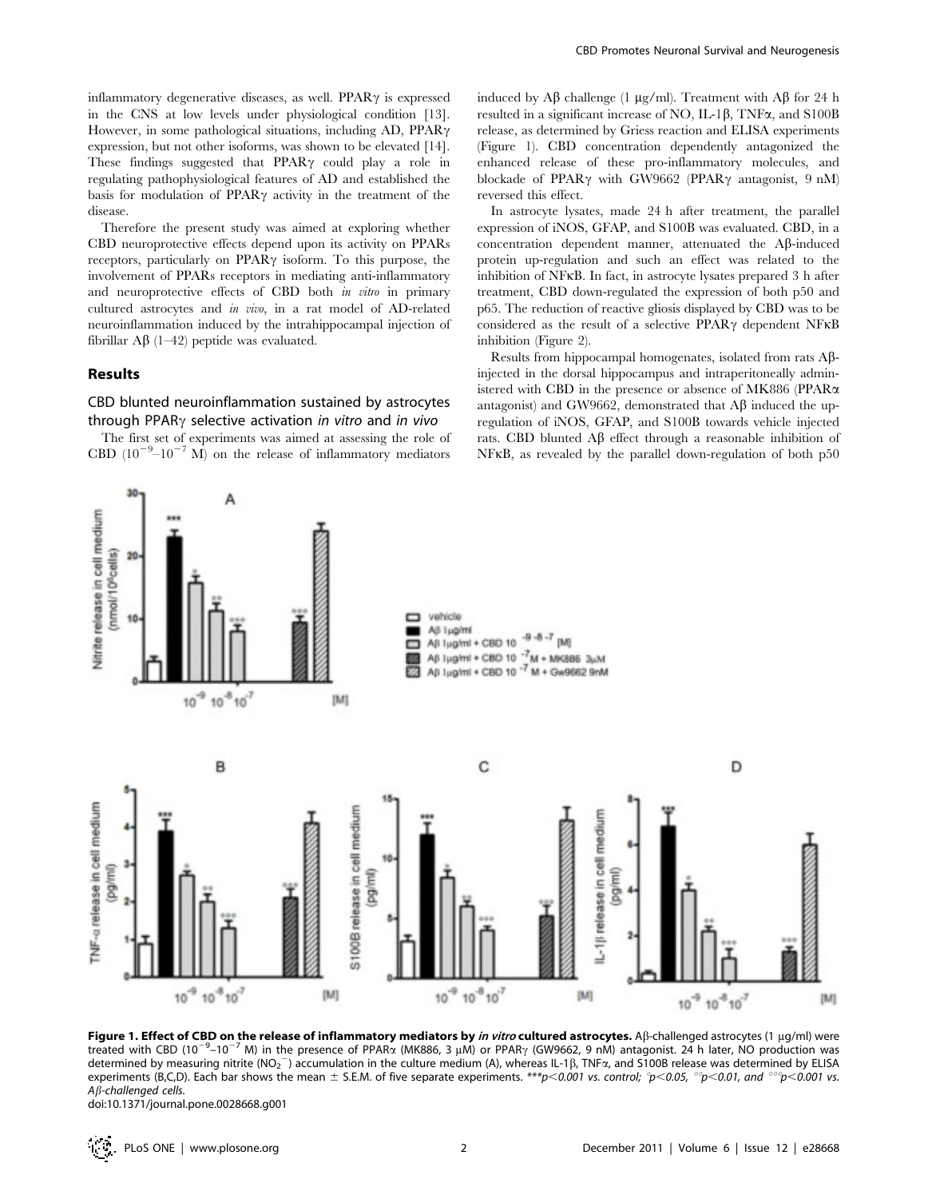inflammatory degenerative diseases, as well. PPARγ is expressed in the CNS at low levels under physiological condition [13]. However, in some pathological situations, including AD, PPARγ expression, but not other isoforms, was shown to be elevated [14]. These findings suggested that PPARγ could play a role in regulating pathophysiological features of AD and established the basis for modulation of PPARγ activity in the treatment of the disease.

Therefore the present study was aimed at exploring whether CBD neuroprotective effects depend upon its activity on PPARs receptors, particularly on PPARγ isoform. To this purpose, the involvement of PPARs receptors in mediating anti-inflammatory and neuroprotective effects of CBD both *in vitro* in primary cultured astrocytes and *in vivo*, in a rat model of AD-related neuroinflammation induced by the intrahippocampal injection of fibrillar Aβ (1–42) peptide was evaluated.

## Results

### CBD blunted neuroinflammation sustained by astrocytes through PPARγ selective activation *in vitro* and *in vivo*

The first set of experiments was aimed at assessing the role of CBD ($10^{-9}$–$10^{-7}$ M) on the release of inflammatory mediators induced by Aβ challenge (1 µg/ml). Treatment with Aβ for 24 h resulted in a significant increase of NO, IL-1β, TNFα, and S100B release, as determined by Griess reaction and ELISA experiments (Figure 1). CBD concentration dependently antagonized the enhanced release of these pro-inflammatory molecules, and blockade of PPARγ with GW9662 (PPARγ antagonist, 9 nM) reversed this effect.

In astrocyte lysates, made 24 h after treatment, the parallel expression of iNOS, GFAP, and S100B was evaluated. CBD, in a concentration dependent manner, attenuated the Aβ-induced protein up-regulation and such an effect was related to the inhibition of NFκB. In fact, in astrocyte lysates prepared 3 h after treatment, CBD down-regulated the expression of both p50 and p65. The reduction of reactive gliosis displayed by CBD was to be considered as the result of a selective PPARγ dependent NFκB inhibition (Figure 2).

Results from hippocampal homogenates, isolated from rats Aβ-injected in the dorsal hippocampus and intraperitoneally administered with CBD in the presence or absence of MK886 (PPARα antagonist) and GW9662, demonstrated that Aβ induced the up-regulation of iNOS, GFAP, and S100B towards vehicle injected rats. CBD blunted Aβ effect through a reasonable inhibition of NFκB, as revealed by the parallel down-regulation of both p50

**Figure 1. Effect of CBD on the release of inflammatory mediators by *in vitro* cultured astrocytes.** Aβ-challenged astrocytes (1 µg/ml) were treated with CBD ($10^{-9}$–$10^{-7}$ M) in the presence of PPARα (MK886, 3 µM) or PPARγ (GW9662, 9 nM) antagonist. 24 h later, NO production was determined by measuring nitrite ($NO_2^-$) accumulation in the culture medium (A), whereas IL-1β, TNFα, and S100B release was determined by ELISA experiments (B,C,D). Each bar shows the mean ± S.E.M. of five separate experiments. ***$p<0.001$ vs. control; °$p<0.05$, °°$p<0.01$, and °°°$p<0.001$ vs. Aβ-challenged cells.

doi:10.1371/journal.pone.0028668.g001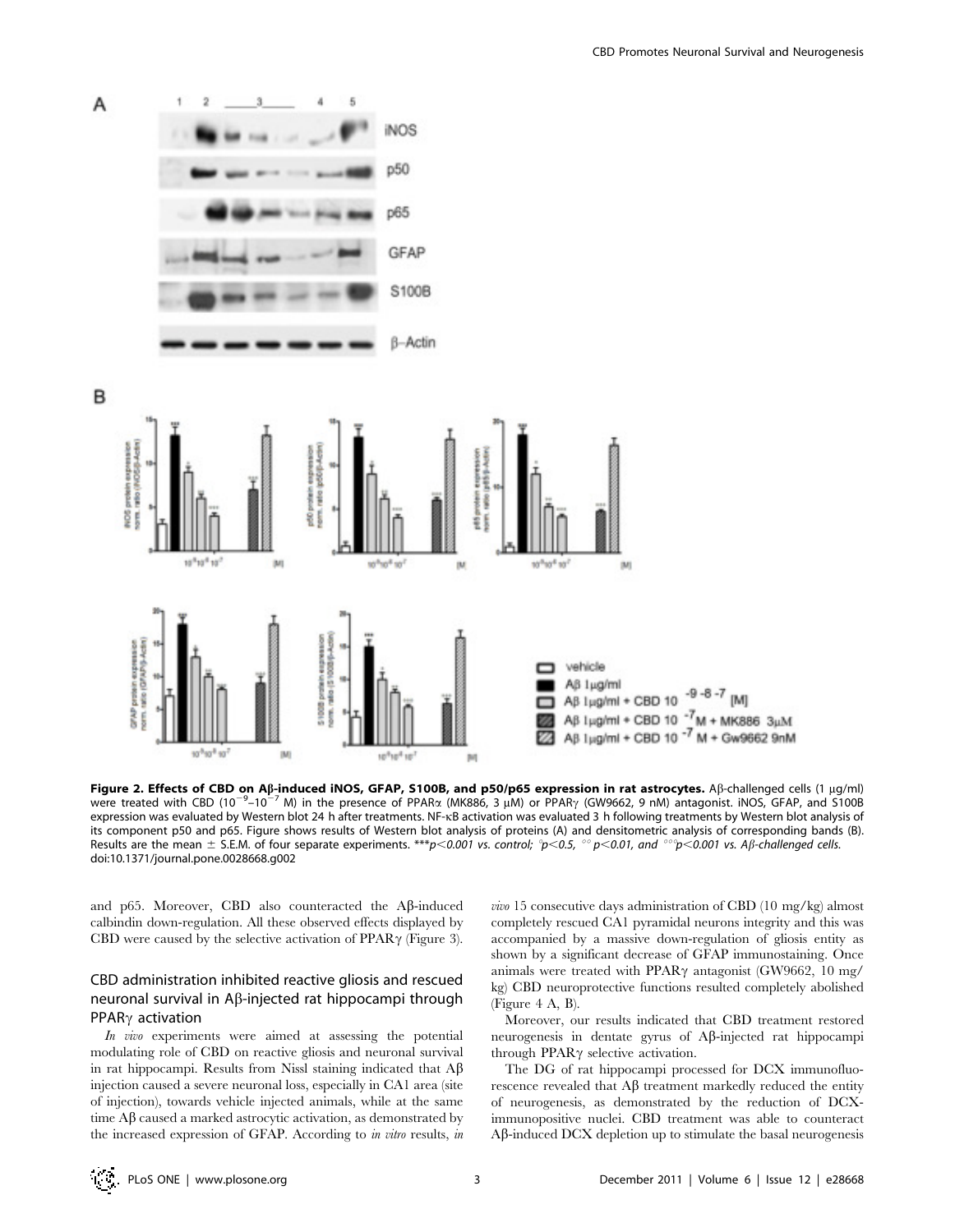**Figure 2. Effects of CBD on Aβ-induced iNOS, GFAP, S100B, and p50/p65 expression in rat astrocytes.** Aβ-challenged cells (1 μg/ml) were treated with CBD ($10^{-9}$–$10^{-7}$ M) in the presence of PPARα (MK886, 3 μM) or PPARγ (GW9662, 9 nM) antagonist. iNOS, GFAP, and S100B expression was evaluated by Western blot 24 h after treatments. NF-κB activation was evaluated 3 h following treatments by Western blot analysis of its component p50 and p65. Figure shows results of Western blot analysis of proteins (A) and densitometric analysis of corresponding bands (B). Results are the mean ± S.E.M. of four separate experiments. ***$p<0.001$ vs. control; °$p<0.5$, °° $p<0.01$, and °°°$p<0.001$ vs. Aβ-challenged cells.
doi:10.1371/journal.pone.0028668.g002

and p65. Moreover, CBD also counteracted the Aβ-induced calbindin down-regulation. All these observed effects displayed by CBD were caused by the selective activation of PPARγ (Figure 3).

## CBD administration inhibited reactive gliosis and rescued neuronal survival in Aβ-injected rat hippocampi through PPARγ activation

*In vivo* experiments were aimed at assessing the potential modulating role of CBD on reactive gliosis and neuronal survival in rat hippocampi. Results from Nissl staining indicated that Aβ injection caused a severe neuronal loss, especially in CA1 area (site of injection), towards vehicle injected animals, while at the same time Aβ caused a marked astrocytic activation, as demonstrated by the increased expression of GFAP. According to *in vitro* results, *in vivo* 15 consecutive days administration of CBD (10 mg/kg) almost completely rescued CA1 pyramidal neurons integrity and this was accompanied by a massive down-regulation of gliosis entity as shown by a significant decrease of GFAP immunostaining. Once animals were treated with PPARγ antagonist (GW9662, 10 mg/kg) CBD neuroprotective functions resulted completely abolished (Figure 4 A, B).

Moreover, our results indicated that CBD treatment restored neurogenesis in dentate gyrus of Aβ-injected rat hippocampi through PPARγ selective activation.

The DG of rat hippocampi processed for DCX immunofluorescence revealed that Aβ treatment markedly reduced the entity of neurogenesis, as demonstrated by the reduction of DCX-immunopositive nuclei. CBD treatment was able to counteract Aβ-induced DCX depletion up to stimulate the basal neurogenesis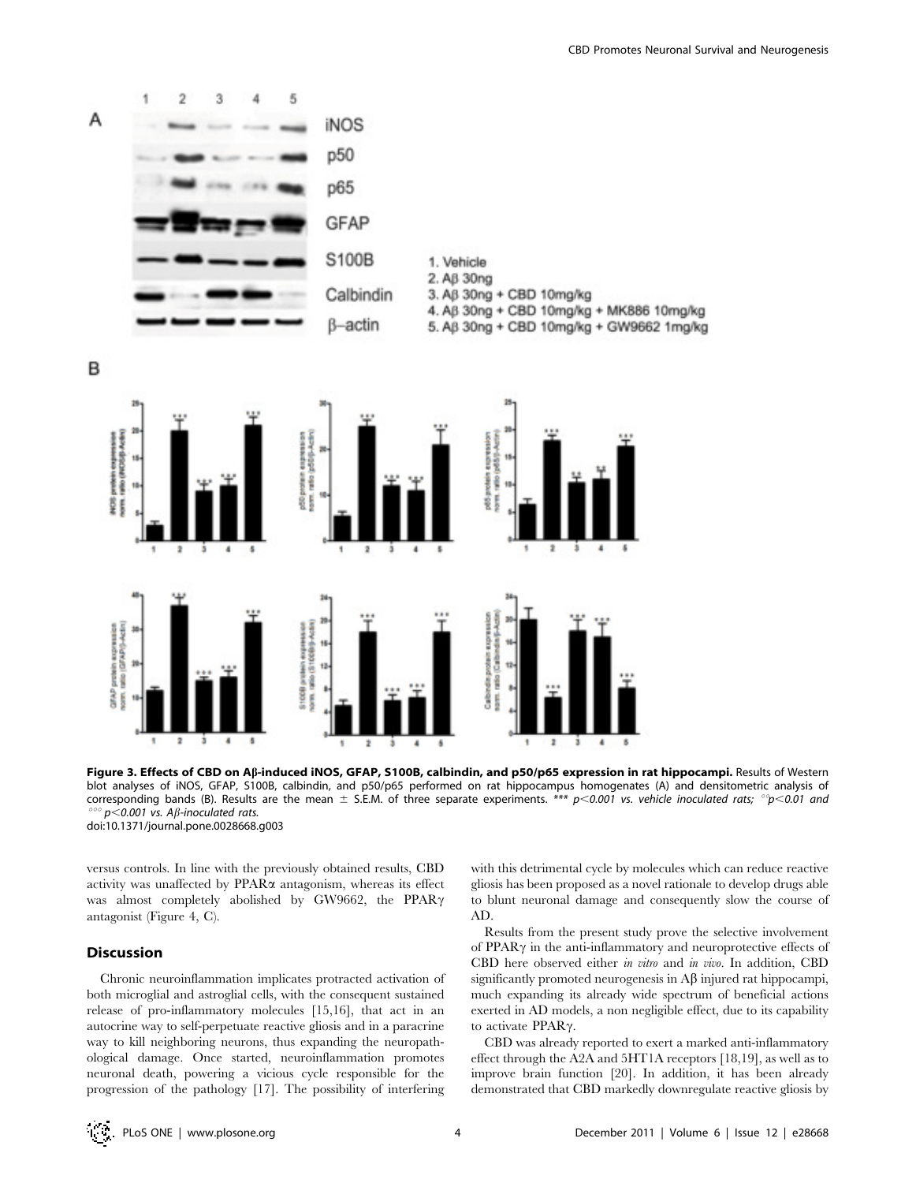**Figure 3. Effects of CBD on Aβ-induced iNOS, GFAP, S100B, calbindin, and p50/p65 expression in rat hippocampi.** Results of Western blot analyses of iNOS, GFAP, S100B, calbindin, and p50/p65 performed on rat hippocampus homogenates (A) and densitometric analysis of corresponding bands (B). Results are the mean ± S.E.M. of three separate experiments. *** $p<0.001$ vs. vehicle inoculated rats; °°$p<0.01$ and °°°$p<0.001$ vs. Aβ-inoculated rats.
doi:10.1371/journal.pone.0028668.g003

versus controls. In line with the previously obtained results, CBD activity was unaffected by PPARα antagonism, whereas its effect was almost completely abolished by GW9662, the PPARγ antagonist (Figure 4, C).

## Discussion

Chronic neuroinflammation implicates protracted activation of both microglial and astroglial cells, with the consequent sustained release of pro-inflammatory molecules [15,16], that act in an autocrine way to self-perpetuate reactive gliosis and in a paracrine way to kill neighboring neurons, thus expanding the neuropathological damage. Once started, neuroinflammation promotes neuronal death, powering a vicious cycle responsible for the progression of the pathology [17]. The possibility of interfering with this detrimental cycle by molecules which can reduce reactive gliosis has been proposed as a novel rationale to develop drugs able to blunt neuronal damage and consequently slow the course of AD.

Results from the present study prove the selective involvement of PPARγ in the anti-inflammatory and neuroprotective effects of CBD here observed either *in vitro* and *in vivo*. In addition, CBD significantly promoted neurogenesis in Aβ injured rat hippocampi, much expanding its already wide spectrum of beneficial actions exerted in AD models, a non negligible effect, due to its capability to activate PPARγ.

CBD was already reported to exert a marked anti-inflammatory effect through the A2A and 5HT1A receptors [18,19], as well as to improve brain function [20]. In addition, it has been already demonstrated that CBD markedly downregulate reactive gliosis by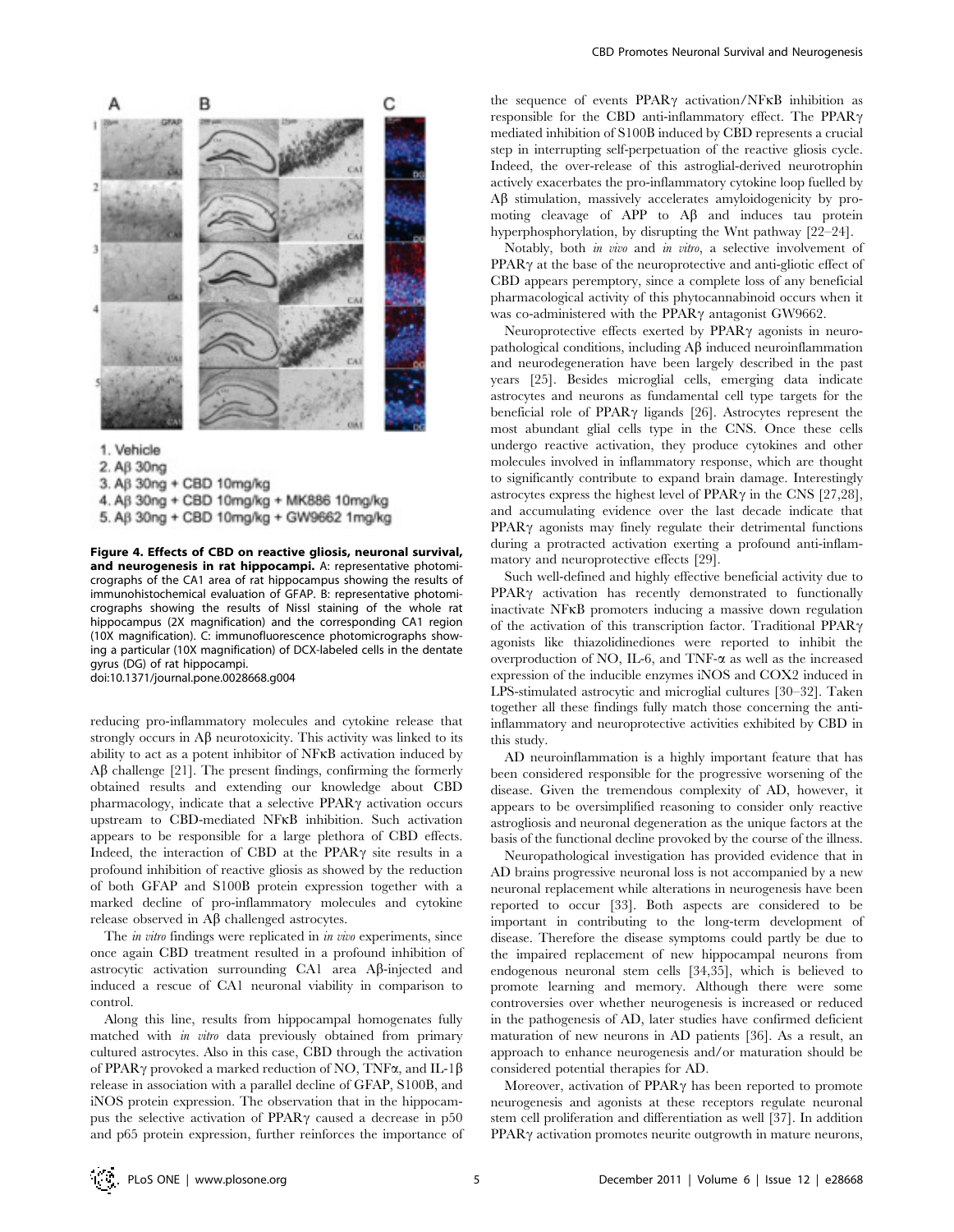1. Vehicle
2. Aβ 30ng
3. Aβ 30ng + CBD 10mg/kg
4. Aβ 30ng + CBD 10mg/kg + MK886 10mg/kg
5. Aβ 30ng + CBD 10mg/kg + GW9662 1mg/kg

**Figure 4. Effects of CBD on reactive gliosis, neuronal survival, and neurogenesis in rat hippocampi.** A: representative photomicrographs of the CA1 area of rat hippocampus showing the results of immunohistochemical evaluation of GFAP. B: representative photomicrographs showing the results of Nissl staining of the whole rat hippocampus (2X magnification) and the corresponding CA1 region (10X magnification). C: immunofluorescence photomicrographs showing a particular (10X magnification) of DCX-labeled cells in the dentate gyrus (DG) of rat hippocampi.
doi:10.1371/journal.pone.0028668.g004

reducing pro-inflammatory molecules and cytokine release that strongly occurs in Aβ neurotoxicity. This activity was linked to its ability to act as a potent inhibitor of NFκB activation induced by Aβ challenge [21]. The present findings, confirming the formerly obtained results and extending our knowledge about CBD pharmacology, indicate that a selective PPARγ activation occurs upstream to CBD-mediated NFκB inhibition. Such activation appears to be responsible for a large plethora of CBD effects. Indeed, the interaction of CBD at the PPARγ site results in a profound inhibition of reactive gliosis as showed by the reduction of both GFAP and S100B protein expression together with a marked decline of pro-inflammatory molecules and cytokine release observed in Aβ challenged astrocytes.

The *in vitro* findings were replicated in *in vivo* experiments, since once again CBD treatment resulted in a profound inhibition of astrocytic activation surrounding CA1 area Aβ-injected and induced a rescue of CA1 neuronal viability in comparison to control.

Along this line, results from hippocampal homogenates fully matched with *in vitro* data previously obtained from primary cultured astrocytes. Also in this case, CBD through the activation of PPARγ provoked a marked reduction of NO, TNFα, and IL-1β release in association with a parallel decline of GFAP, S100B, and iNOS protein expression. The observation that in the hippocampus the selective activation of PPARγ caused a decrease in p50 and p65 protein expression, further reinforces the importance of the sequence of events PPARγ activation/NFκB inhibition as responsible for the CBD anti-inflammatory effect. The PPARγ mediated inhibition of S100B induced by CBD represents a crucial step in interrupting self-perpetuation of the reactive gliosis cycle. Indeed, the over-release of this astroglial-derived neurotrophin actively exacerbates the pro-inflammatory cytokine loop fuelled by Aβ stimulation, massively accelerates amyloidogenicity by promoting cleavage of APP to Aβ and induces tau protein hyperphosphorylation, by disrupting the Wnt pathway [22–24].

Notably, both *in vivo* and *in vitro*, a selective involvement of PPARγ at the base of the neuroprotective and anti-gliotic effect of CBD appears peremptory, since a complete loss of any beneficial pharmacological activity of this phytocannabinoid occurs when it was co-administered with the PPARγ antagonist GW9662.

Neuroprotective effects exerted by PPARγ agonists in neuropathological conditions, including Aβ induced neuroinflammation and neurodegeneration have been largely described in the past years [25]. Besides microglial cells, emerging data indicate astrocytes and neurons as fundamental cell type targets for the beneficial role of PPARγ ligands [26]. Astrocytes represent the most abundant glial cells type in the CNS. Once these cells undergo reactive activation, they produce cytokines and other molecules involved in inflammatory response, which are thought to significantly contribute to expand brain damage. Interestingly astrocytes express the highest level of PPARγ in the CNS [27,28], and accumulating evidence over the last decade indicate that PPARγ agonists may finely regulate their detrimental functions during a protracted activation exerting a profound anti-inflammatory and neuroprotective effects [29].

Such well-defined and highly effective beneficial activity due to PPARγ activation has recently demonstrated to functionally inactivate NFκB promoters inducing a massive down regulation of the activation of this transcription factor. Traditional PPARγ agonists like thiazolidinediones were reported to inhibit the overproduction of NO, IL-6, and TNF-α as well as the increased expression of the inducible enzymes iNOS and COX2 induced in LPS-stimulated astrocytic and microglial cultures [30–32]. Taken together all these findings fully match those concerning the anti-inflammatory and neuroprotective activities exhibited by CBD in this study.

AD neuroinflammation is a highly important feature that has been considered responsible for the progressive worsening of the disease. Given the tremendous complexity of AD, however, it appears to be oversimplified reasoning to consider only reactive astrogliosis and neuronal degeneration as the unique factors at the basis of the functional decline provoked by the course of the illness.

Neuropathological investigation has provided evidence that in AD brains progressive neuronal loss is not accompanied by a new neuronal replacement while alterations in neurogenesis have been reported to occur [33]. Both aspects are considered to be important in contributing to the long-term development of disease. Therefore the disease symptoms could partly be due to the impaired replacement of new hippocampal neurons from endogenous neuronal stem cells [34,35], which is believed to promote learning and memory. Although there were some controversies over whether neurogenesis is increased or reduced in the pathogenesis of AD, later studies have confirmed deficient maturation of new neurons in AD patients [36]. As a result, an approach to enhance neurogenesis and/or maturation should be considered potential therapies for AD.

Moreover, activation of PPARγ has been reported to promote neurogenesis and agonists at these receptors regulate neuronal stem cell proliferation and differentiation as well [37]. In addition PPARγ activation promotes neurite outgrowth in mature neurons,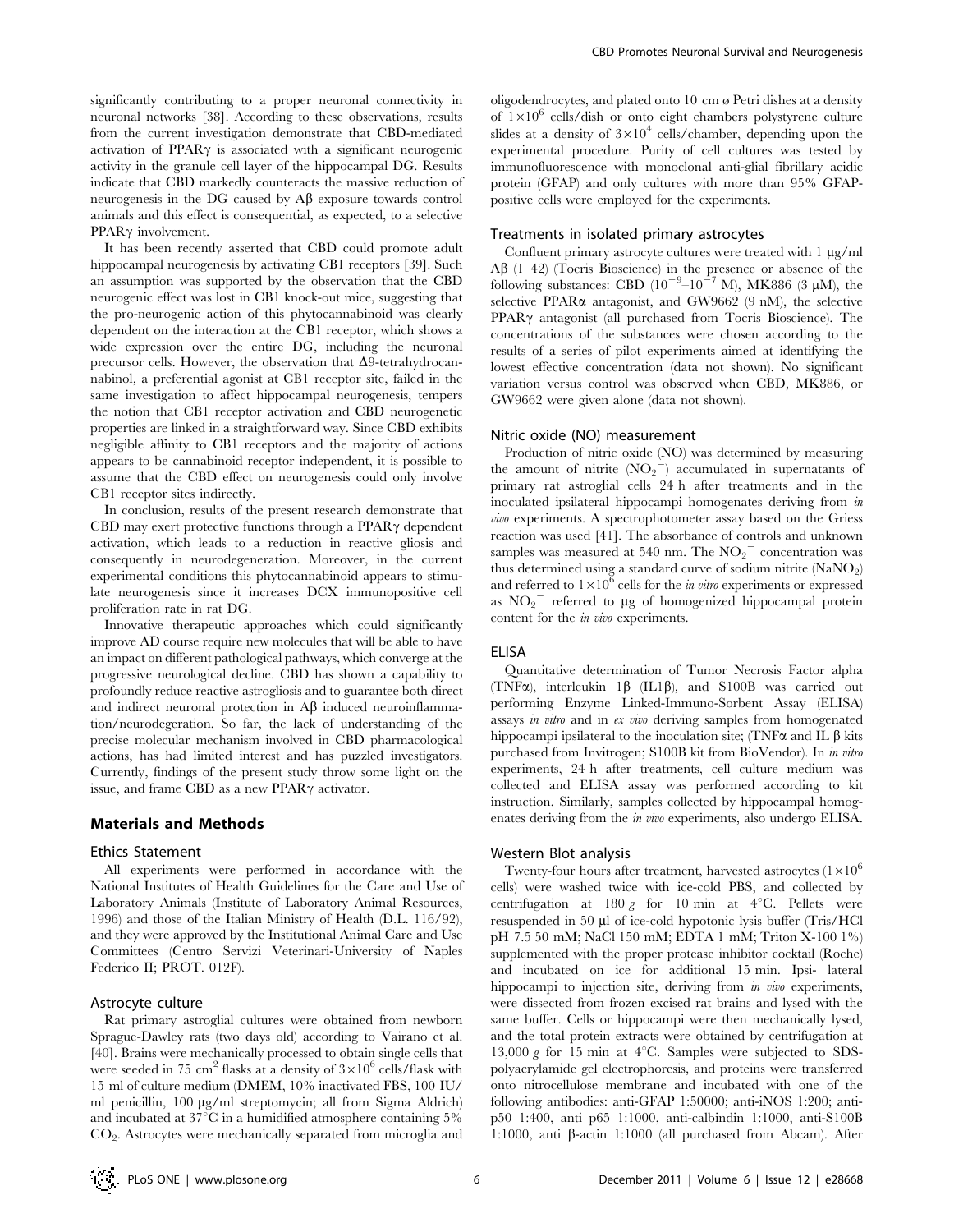significantly contributing to a proper neuronal connectivity in neuronal networks [38]. According to these observations, results from the current investigation demonstrate that CBD-mediated activation of PPARγ is associated with a significant neurogenic activity in the granule cell layer of the hippocampal DG. Results indicate that CBD markedly counteracts the massive reduction of neurogenesis in the DG caused by Aβ exposure towards control animals and this effect is consequential, as expected, to a selective PPARγ involvement.

It has been recently asserted that CBD could promote adult hippocampal neurogenesis by activating CB1 receptors [39]. Such an assumption was supported by the observation that the CBD neurogenic effect was lost in CB1 knock-out mice, suggesting that the pro-neurogenic action of this phytocannabinoid was clearly dependent on the interaction at the CB1 receptor, which shows a wide expression over the entire DG, including the neuronal precursor cells. However, the observation that Δ9-tetrahydrocannabinol, a preferential agonist at CB1 receptor site, failed in the same investigation to affect hippocampal neurogenesis, tempers the notion that CB1 receptor activation and CBD neurogenetic properties are linked in a straightforward way. Since CBD exhibits negligible affinity to CB1 receptors and the majority of actions appears to be cannabinoid receptor independent, it is possible to assume that the CBD effect on neurogenesis could only involve CB1 receptor sites indirectly.

In conclusion, results of the present research demonstrate that CBD may exert protective functions through a PPARγ dependent activation, which leads to a reduction in reactive gliosis and consequently in neurodegeneration. Moreover, in the current experimental conditions this phytocannabinoid appears to stimulate neurogenesis since it increases DCX immunopositive cell proliferation rate in rat DG.

Innovative therapeutic approaches which could significantly improve AD course require new molecules that will be able to have an impact on different pathological pathways, which converge at the progressive neurological decline. CBD has shown a capability to profoundly reduce reactive astrogliosis and to guarantee both direct and indirect neuronal protection in Aβ induced neuroinflammation/neurodegeration. So far, the lack of understanding of the precise molecular mechanism involved in CBD pharmacological actions, has had limited interest and has puzzled investigators. Currently, findings of the present study throw some light on the issue, and frame CBD as a new PPARγ activator.

## Materials and Methods

### Ethics Statement

All experiments were performed in accordance with the National Institutes of Health Guidelines for the Care and Use of Laboratory Animals (Institute of Laboratory Animal Resources, 1996) and those of the Italian Ministry of Health (D.L. 116/92), and they were approved by the Institutional Animal Care and Use Committees (Centro Servizi Veterinari-University of Naples Federico II; PROT. 012F).

### Astrocyte culture

Rat primary astroglial cultures were obtained from newborn Sprague-Dawley rats (two days old) according to Vairano et al. [40]. Brains were mechanically processed to obtain single cells that were seeded in 75 $cm^2$ flasks at a density of $3\times10^6$ cells/flask with 15 ml of culture medium (DMEM, 10% inactivated FBS, 100 IU/ml penicillin, 100 μg/ml streptomycin; all from Sigma Aldrich) and incubated at 37°C in a humidified atmosphere containing 5% $CO_2$. Astrocytes were mechanically separated from microglia and oligodendrocytes, and plated onto 10 cm ø Petri dishes at a density of $1\times10^6$ cells/dish or onto eight chambers polystyrene culture slides at a density of $3\times10^4$ cells/chamber, depending upon the experimental procedure. Purity of cell cultures was tested by immunofluorescence with monoclonal anti-glial fibrillary acidic protein (GFAP) and only cultures with more than 95% GFAP-positive cells were employed for the experiments.

### Treatments in isolated primary astrocytes

Confluent primary astrocyte cultures were treated with 1 μg/ml Aβ (1–42) (Tocris Bioscience) in the presence or absence of the following substances: CBD ($10^{-9}$–$10^{-7}$ M), MK886 (3 μM), the selective PPARα antagonist, and GW9662 (9 nM), the selective PPARγ antagonist (all purchased from Tocris Bioscience). The concentrations of the substances were chosen according to the results of a series of pilot experiments aimed at identifying the lowest effective concentration (data not shown). No significant variation versus control was observed when CBD, MK886, or GW9662 were given alone (data not shown).

### Nitric oxide (NO) measurement

Production of nitric oxide (NO) was determined by measuring the amount of nitrite ($NO_2^-$) accumulated in supernatants of primary rat astroglial cells 24 h after treatments and in the inoculated ipsilateral hippocampi homogenates deriving from *in vivo* experiments. A spectrophotometer assay based on the Griess reaction was used [41]. The absorbance of controls and unknown samples was measured at 540 nm. The $NO_2^-$ concentration was thus determined using a standard curve of sodium nitrite ($NaNO_2$) and referred to $1\times10^6$ cells for the *in vitro* experiments or expressed as $NO_2^-$ referred to μg of homogenized hippocampal protein content for the *in vivo* experiments.

### ELISA

Quantitative determination of Tumor Necrosis Factor alpha (TNFα), interleukin 1β (IL1β), and S100B was carried out performing Enzyme Linked-Immuno-Sorbent Assay (ELISA) assays *in vitro* and in *ex vivo* deriving samples from homogenated hippocampi ipsilateral to the inoculation site; (TNFα and IL β kits purchased from Invitrogen; S100B kit from BioVendor). In *in vitro* experiments, 24 h after treatments, cell culture medium was collected and ELISA assay was performed according to kit instruction. Similarly, samples collected by hippocampal homogenates deriving from the *in vivo* experiments, also undergo ELISA.

### Western Blot analysis

Twenty-four hours after treatment, harvested astrocytes ($1\times10^6$ cells) were washed twice with ice-cold PBS, and collected by centrifugation at 180 *g* for 10 min at 4°C. Pellets were resuspended in 50 μl of ice-cold hypotonic lysis buffer (Tris/HCl pH 7.5 50 mM; NaCl 150 mM; EDTA 1 mM; Triton X-100 1%) supplemented with the proper protease inhibitor cocktail (Roche) and incubated on ice for additional 15 min. Ipsi- lateral hippocampi to injection site, deriving from *in vivo* experiments, were dissected from frozen excised rat brains and lysed with the same buffer. Cells or hippocampi were then mechanically lysed, and the total protein extracts were obtained by centrifugation at 13,000 *g* for 15 min at 4°C. Samples were subjected to SDS-polyacrylamide gel electrophoresis, and proteins were transferred onto nitrocellulose membrane and incubated with one of the following antibodies: anti-GFAP 1:50000; anti-iNOS 1:200; anti-p50 1:400, anti p65 1:1000, anti-calbindin 1:1000, anti-S100B 1:1000, anti β-actin 1:1000 (all purchased from Abcam). After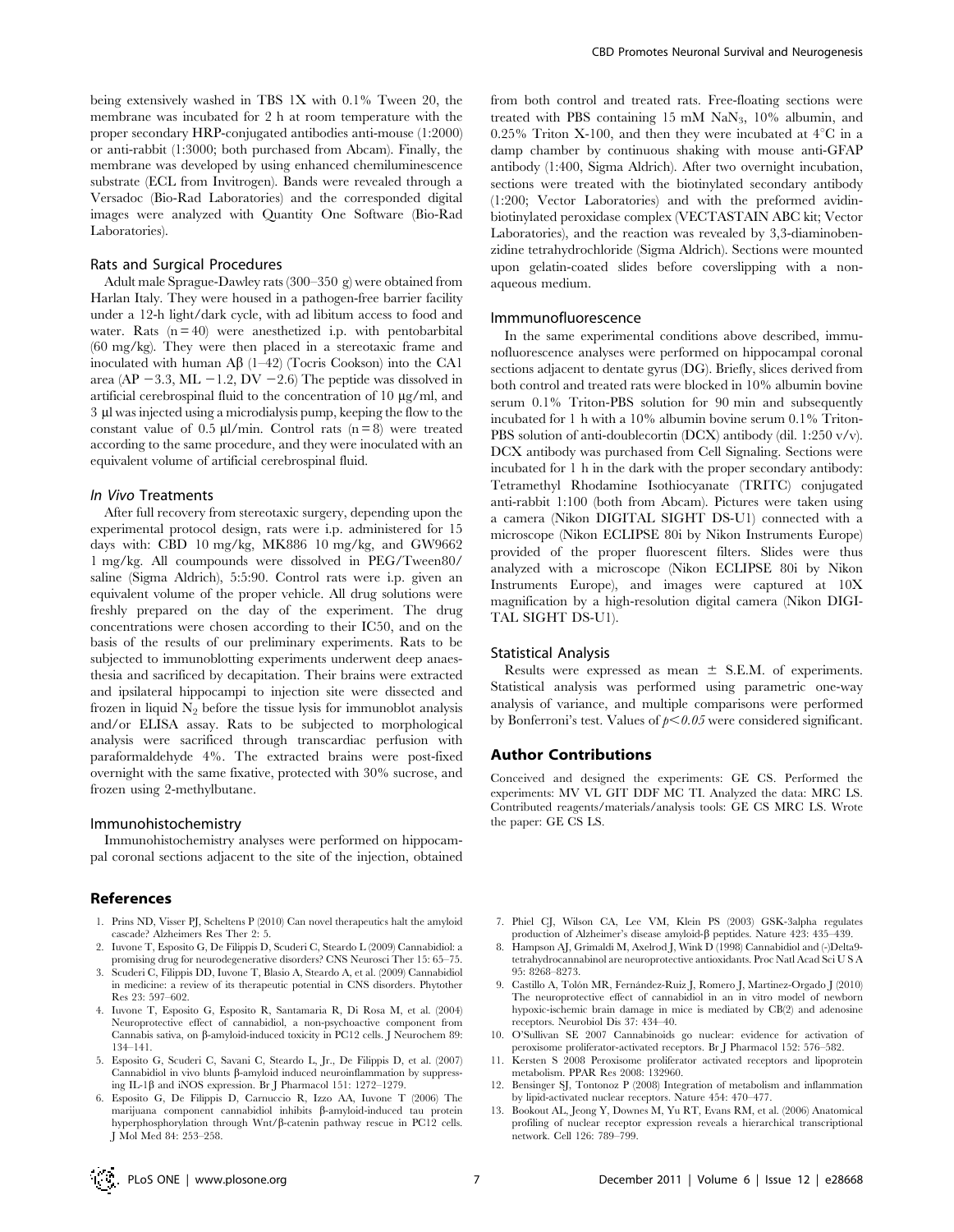being extensively washed in TBS 1X with 0.1% Tween 20, the membrane was incubated for 2 h at room temperature with the proper secondary HRP-conjugated antibodies anti-mouse (1:2000) or anti-rabbit (1:3000; both purchased from Abcam). Finally, the membrane was developed by using enhanced chemiluminescence substrate (ECL from Invitrogen). Bands were revealed through a Versadoc (Bio-Rad Laboratories) and the corresponded digital images were analyzed with Quantity One Software (Bio-Rad Laboratories).

### Rats and Surgical Procedures

Adult male Sprague-Dawley rats (300–350 g) were obtained from Harlan Italy. They were housed in a pathogen-free barrier facility under a 12-h light/dark cycle, with ad libitum access to food and water. Rats (n = 40) were anesthetized i.p. with pentobarbital (60 mg/kg). They were then placed in a stereotaxic frame and inoculated with human Aβ (1–42) (Tocris Cookson) into the CA1 area (AP −3.3, ML −1.2, DV −2.6) The peptide was dissolved in artificial cerebrospinal fluid to the concentration of 10 µg/ml, and 3 µl was injected using a microdialysis pump, keeping the flow to the constant value of 0.5 µl/min. Control rats (n = 8) were treated according to the same procedure, and they were inoculated with an equivalent volume of artificial cerebrospinal fluid.

#### *In Vivo* Treatments

After full recovery from stereotaxic surgery, depending upon the experimental protocol design, rats were i.p. administered for 15 days with: CBD 10 mg/kg, MK886 10 mg/kg, and GW9662 1 mg/kg. All coumpounds were dissolved in PEG/Tween80/saline (Sigma Aldrich), 5:5:90. Control rats were i.p. given an equivalent volume of the proper vehicle. All drug solutions were freshly prepared on the day of the experiment. The drug concentrations were chosen according to their IC50, and on the basis of the results of our preliminary experiments. Rats to be subjected to immunoblotting experiments underwent deep anaesthesia and sacrificed by decapitation. Their brains were extracted and ipsilateral hippocampi to injection site were dissected and frozen in liquid $N_2$ before the tissue lysis for immunoblot analysis and/or ELISA assay. Rats to be subjected to morphological analysis were sacrificed through transcardiac perfusion with paraformaldehyde 4%. The extracted brains were post-fixed overnight with the same fixative, protected with 30% sucrose, and frozen using 2-methylbutane.

### Immunohistochemistry

Immunohistochemistry analyses were performed on hippocampal coronal sections adjacent to the site of the injection, obtained from both control and treated rats. Free-floating sections were treated with PBS containing 15 mM $NaN_3$, 10% albumin, and 0.25% Triton X-100, and then they were incubated at 4°C in a damp chamber by continuous shaking with mouse anti-GFAP antibody (1:400, Sigma Aldrich). After two overnight incubation, sections were treated with the biotinylated secondary antibody (1:200; Vector Laboratories) and with the preformed avidin-biotinylated peroxidase complex (VECTASTAIN ABC kit; Vector Laboratories), and the reaction was revealed by 3,3-diaminobenzidine tetrahydrochloride (Sigma Aldrich). Sections were mounted upon gelatin-coated slides before coverslipping with a non-aqueous medium.

### Immmunofluorescence

In the same experimental conditions above described, immunofluorescence analyses were performed on hippocampal coronal sections adjacent to dentate gyrus (DG). Briefly, slices derived from both control and treated rats were blocked in 10% albumin bovine serum 0.1% Triton-PBS solution for 90 min and subsequently incubated for 1 h with a 10% albumin bovine serum 0.1% Triton-PBS solution of anti-doublecortin (DCX) antibody (dil. 1:250 v/v). DCX antibody was purchased from Cell Signaling. Sections were incubated for 1 h in the dark with the proper secondary antibody: Tetramethyl Rhodamine Isothiocyanate (TRITC) conjugated anti-rabbit 1:100 (both from Abcam). Pictures were taken using a camera (Nikon DIGITAL SIGHT DS-U1) connected with a microscope (Nikon ECLIPSE 80i by Nikon Instruments Europe) provided of the proper fluorescent filters. Slides were thus analyzed with a microscope (Nikon ECLIPSE 80i by Nikon Instruments Europe), and images were captured at 10X magnification by a high-resolution digital camera (Nikon DIGITAL SIGHT DS-U1).

### Statistical Analysis

Results were expressed as mean ± S.E.M. of experiments. Statistical analysis was performed using parametric one-way analysis of variance, and multiple comparisons were performed by Bonferroni's test. Values of $p < 0.05$ were considered significant.

## Author Contributions

Conceived and designed the experiments: GE CS. Performed the experiments: MV VL GIT DDF MC TI. Analyzed the data: MRC LS. Contributed reagents/materials/analysis tools: GE CS MRC LS. Wrote the paper: GE CS LS.

## References

1. Prins ND, Visser PJ, Scheltens P (2010) Can novel therapeutics halt the amyloid cascade? Alzheimers Res Ther 2: 5.
2. Iuvone T, Esposito G, De Filippis D, Scuderi C, Steardo L (2009) Cannabidiol: a promising drug for neurodegenerative disorders? CNS Neurosci Ther 15: 65–75.
3. Scuderi C, Filippis DD, Iuvone T, Blasio A, Steardo A, et al. (2009) Cannabidiol in medicine: a review of its therapeutic potential in CNS disorders. Phytother Res 23: 597–602.
4. Iuvone T, Esposito G, Esposito R, Santamaria R, Di Rosa M, et al. (2004) Neuroprotective effect of cannabidiol, a non-psychoactive component from Cannabis sativa, on β-amyloid-induced toxicity in PC12 cells. J Neurochem 89: 134–141.
5. Esposito G, Scuderi C, Savani C, Steardo L, Jr., De Filippis D, et al. (2007) Cannabidiol in vivo blunts β-amyloid induced neuroinflammation by suppressing IL-1β and iNOS expression. Br J Pharmacol 151: 1272–1279.
6. Esposito G, De Filippis D, Carnuccio R, Izzo AA, Iuvone T (2006) The marijuana component cannabidiol inhibits β-amyloid-induced tau protein hyperphosphorylation through Wnt/β-catenin pathway rescue in PC12 cells. J Mol Med 84: 253–258.
7. Phiel CJ, Wilson CA, Lee VM, Klein PS (2003) GSK-3alpha regulates production of Alzheimer's disease amyloid-β peptides. Nature 423: 435–439.
8. Hampson AJ, Grimaldi M, Axelrod J, Wink D (1998) Cannabidiol and (-)Delta9-tetrahydrocannabinol are neuroprotective antioxidants. Proc Natl Acad Sci U S A 95: 8268–8273.
9. Castillo A, Tolón MR, Fernández-Ruiz J, Romero J, Martinez-Orgado J (2010) The neuroprotective effect of cannabidiol in an in vitro model of newborn hypoxic-ischemic brain damage in mice is mediated by CB(2) and adenosine receptors. Neurobiol Dis 37: 434–40.
10. O'Sullivan SE 2007 Cannabinoids go nuclear: evidence for activation of peroxisome proliferator-activated receptors. Br J Pharmacol 152: 576–582.
11. Kersten S 2008 Peroxisome proliferator activated receptors and lipoprotein metabolism. PPAR Res 2008: 132960.
12. Bensinger SJ, Tontonoz P (2008) Integration of metabolism and inflammation by lipid-activated nuclear receptors. Nature 454: 470–477.
13. Bookout AL, Jeong Y, Downes M, Yu RT, Evans RM, et al. (2006) Anatomical profiling of nuclear receptor expression reveals a hierarchical transcriptional network. Cell 126: 789–799.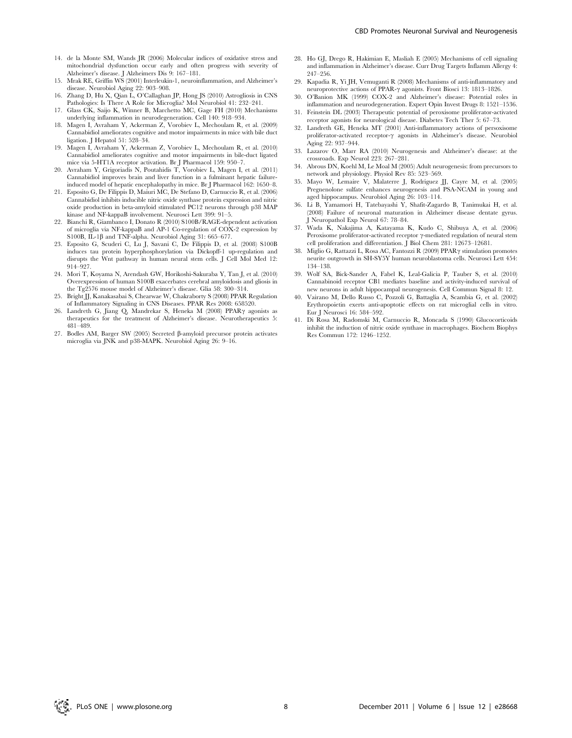14. de la Monte SM, Wands JR (2006) Molecular indices of oxidative stress and mitochondrial dysfunction occur early and often progress with severity of Alzheimer's disease. J Alzheimers Dis 9: 167–181.
15. Mrak RE, Griffin WS (2001) Interleukin-1, neuroinflammation, and Alzheimer's disease. Neurobiol Aging 22: 903–908.
16. Zhang D, Hu X, Qian L, O'Callaghan JP, Hong JS (2010) Astrogliosis in CNS Pathologies: Is There A Role for Microglia? Mol Neurobiol 41: 232–241.
17. Glass CK, Saijo K, Winner B, Marchetto MC, Gage FH (2010) Mechanisms underlying inflammation in neurodegeneration. Cell 140: 918–934.
18. Magen I, Avraham Y, Ackerman Z, Vorobiev L, Mechoulam R, et al. (2009) Cannabidiol ameliorates cognitive and motor impairments in mice with bile duct ligation. J Hepatol 51: 528–34.
19. Magen I, Avraham Y, Ackerman Z, Vorobiev L, Mechoulam R, et al. (2010) Cannabidiol ameliorates cognitive and motor impairments in bile-duct ligated mice via 5-HT1A receptor activation. Br J Pharmacol 159: 950–7.
20. Avraham Y, Grigoriadis N, Poutahidis T, Vorobiev L, Magen I, et al. (2011) Cannabidiol improves brain and liver function in a fulminant hepatic failure-induced model of hepatic encephalopathy in mice. Br J Pharmacol 162: 1650–8.
21. Esposito G, De Filippis D, Maiuri MC, De Stefano D, Carnuccio R, et al. (2006) Cannabidiol inhibits inducible nitric oxide synthase protein expression and nitric oxide production in beta-amyloid stimulated PC12 neurons through p38 MAP kinase and NF-kappaB involvement. Neurosci Lett 399: 91–5.
22. Bianchi R, Giambanco I, Donato R (2010) S100B/RAGE-dependent activation of microglia via NF-kappaB and AP-1 Co-regulation of COX-2 expression by S100B, IL-1β and TNF-alpha. Neurobiol Aging 31: 665–677.
23. Esposito G, Scuderi C, Lu J, Savani C, De Filippis D, et al. (2008) S100B induces tau protein hyperphosphorylation via Dickopff-1 up-regulation and disrupts the Wnt pathway in human neural stem cells. J Cell Mol Med 12: 914–927.
24. Mori T, Koyama N, Arendash GW, Horikoshi-Sakuraba Y, Tan J, et al. (2010) Overexpression of human S100B exacerbates cerebral amyloidosis and gliosis in the Tg2576 mouse model of Alzheimer's disease. Glia 58: 300–314.
25. Bright JJ, Kanakasabai S, Chearwae W, Chakraborty S (2008) PPAR Regulation of Inflammatory Signaling in CNS Diseases. PPAR Res 2008: 658520.
26. Landreth G, Jiang Q, Mandrekar S, Heneka M (2008) PPARγ agonists as therapeutics for the treatment of Alzheimer's disease. Neurotherapeutics 5: 481–489.
27. Bodles AM, Barger SW (2005) Secreted β-amyloid precursor protein activates microglia via JNK and p38-MAPK. Neurobiol Aging 26: 9–16.
28. Ho GJ, Drego R, Hakimian E, Masliah E (2005) Mechanisms of cell signaling and inflammation in Alzheimer's disease. Curr Drug Targets Inflamm Allergy 4: 247–256.
29. Kapadia R, Yi JH, Vemuganti R (2008) Mechanisms of anti-inflammatory and neuroprotective actions of PPAR-γ agonists. Front Biosci 13: 1813–1826.
30. O'Banion MK (1999) COX-2 and Alzheimer's disease: Potential roles in inflammation and neurodegeneration. Expert Opin Invest Drugs 8: 1521–1536.
31. Feinstein DL (2003) Therapeutic potential of peroxisome proliferator-activated receptor agonists for neurological disease. Diabetes Tech Ther 5: 67–73.
32. Landreth GE, Heneka MT (2001) Anti-inflammatory actions of persoxisome proliferator-activated receptor-γ agonists in Alzheimer's disease. Neurobiol Aging 22: 937–944.
33. Lazarov O, Marr RA (2010) Neurogenesis and Alzheimer's disease: at the crossroads. Exp Neurol 223: 267–281.
34. Abrous DN, Koehl M, Le Moal M (2005) Adult neurogenesis: from precursors to network and physiology. Physiol Rev 85: 523–569.
35. Mayo W, Lemaire V, Malaterre J, Rodriguez JJ, Cayre M, et al. (2005) Pregnenolone sulfate enhances neurogenesis and PSA-NCAM in young and aged hippocampus. Neurobiol Aging 26: 103–114.
36. Li B, Yamamori H, Tatebayashi Y, Shafit-Zagardo B, Tanimukai H, et al. (2008) Failure of neuronal maturation in Alzheimer disease dentate gyrus. J Neuropathol Exp Neurol 67: 78–84.
37. Wada K, Nakajima A, Katayama K, Kudo C, Shibuya A, et al. (2006) Peroxisome proliferator-activated receptor γ-mediated regulation of neural stem cell proliferation and differentiation. J Biol Chem 281: 12673–12681.
38. Miglio G, Rattazzi L, Rosa AC, Fantozzi R (2009) PPARγ stimulation promotes neurite outgrowth in SH-SY5Y human neuroblastoma cells. Neurosci Lett 454: 134–138.
39. Wolf SA, Bick-Sander A, Fabel K, Leal-Galicia P, Tauber S, et al. (2010) Cannabinoid receptor CB1 mediates baseline and activity-induced survival of new neurons in adult hippocampal neurogenesis. Cell Commun Signal 8: 12.
40. Vairano M, Dello Russo C, Pozzoli G, Battaglia A, Scambia G, et al. (2002) Erythropoietin exerts anti-apoptotic effects on rat microglial cells in vitro. Eur J Neurosci 16: 584–592.
41. Di Rosa M, Radomski M, Carnuccio R, Moncada S (1990) Glucocorticoids inhibit the induction of nitric oxide synthase in macrophages. Biochem Biophys Res Commun 172: 1246–1252.